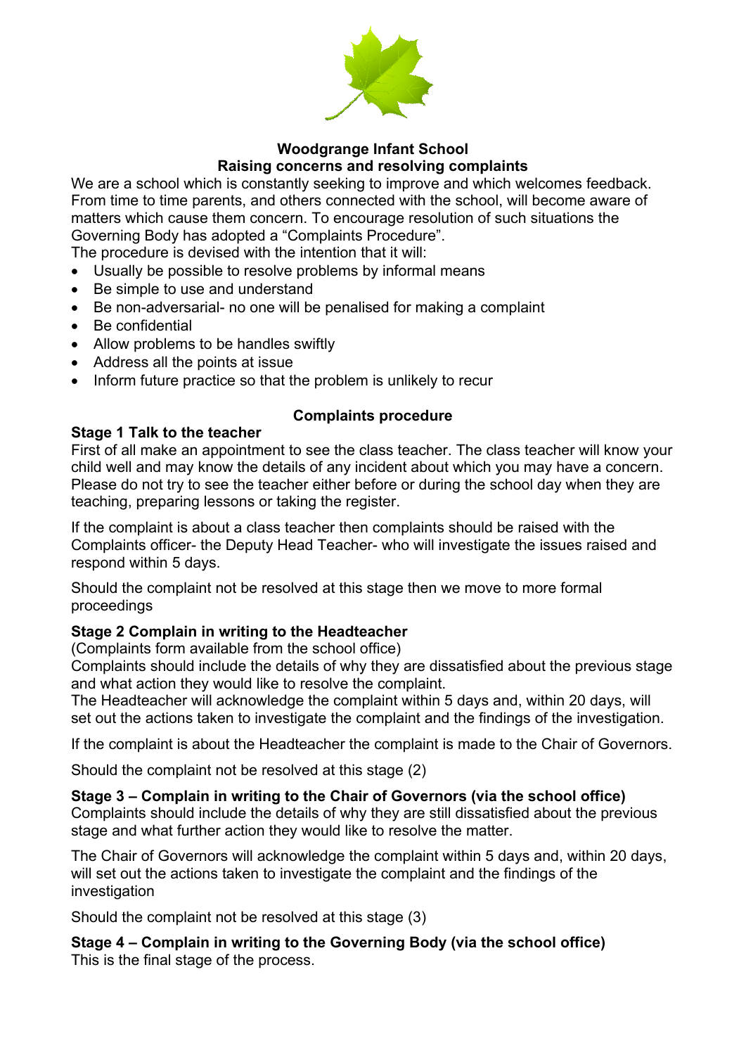**Woodgrange Infant School**

**Raising concerns and resolving complaints**

We are a school which is constantly seeking to improve and which welcomes feedback. From time to time parents, and others connected with the school, will become aware of matters which cause them concern. To encourage resolution of such situations the Governing Body has adopted a "Complaints Procedure".

The procedure is devised with the intention that it will:

- Usually be possible to resolve problems by informal means
- Be simple to use and understand
- Be non-adversarial- no one will be penalised for making a complaint
- Be confidential
- Allow problems to be handles swiftly
- Address all the points at issue
- Inform future practice so that the problem is unlikely to recur

## Complaints procedure

**Stage 1 Talk to the teacher**

First of all make an appointment to see the class teacher. The class teacher will know your child well and may know the details of any incident about which you may have a concern. Please do not try to see the teacher either before or during the school day when they are teaching, preparing lessons or taking the register.

If the complaint is about a class teacher then complaints should be raised with the Complaints officer- the Deputy Head Teacher- who will investigate the issues raised and respond within 5 days.

Should the complaint not be resolved at this stage then we move to more formal proceedings

**Stage 2 Complain in writing to the Headteacher**

(Complaints form available from the school office)

Complaints should include the details of why they are dissatisfied about the previous stage and what action they would like to resolve the complaint.

The Headteacher will acknowledge the complaint within 5 days and, within 20 days, will set out the actions taken to investigate the complaint and the findings of the investigation.

If the complaint is about the Headteacher the complaint is made to the Chair of Governors.

Should the complaint not be resolved at this stage (2)

**Stage 3 – Complain in writing to the Chair of Governors (via the school office)**

Complaints should include the details of why they are still dissatisfied about the previous stage and what further action they would like to resolve the matter.

The Chair of Governors will acknowledge the complaint within 5 days and, within 20 days, will set out the actions taken to investigate the complaint and the findings of the investigation

Should the complaint not be resolved at this stage (3)

**Stage 4 – Complain in writing to the Governing Body (via the school office)**

This is the final stage of the process.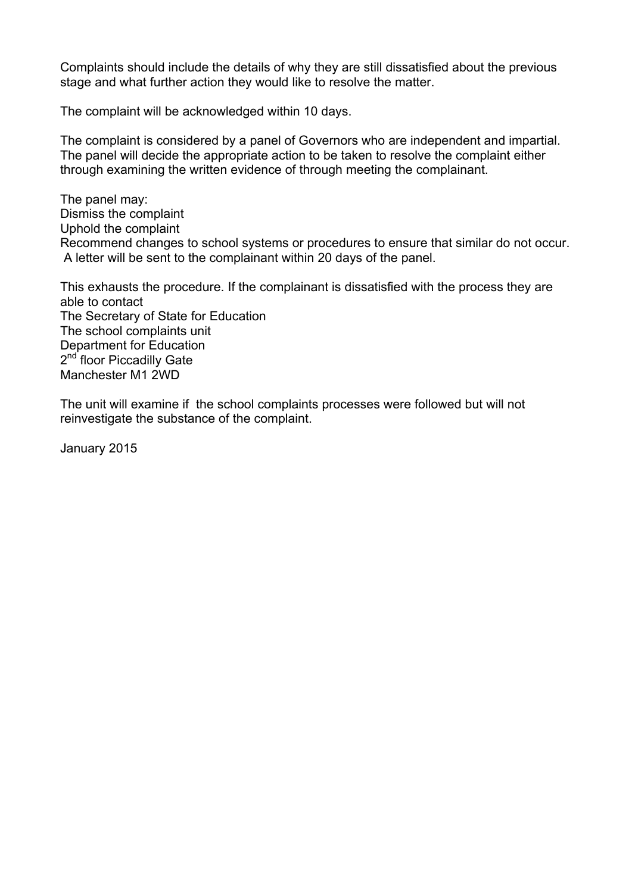Complaints should include the details of why they are still dissatisfied about the previous stage and what further action they would like to resolve the matter.

The complaint will be acknowledged within 10 days.

The complaint is considered by a panel of Governors who are independent and impartial. The panel will decide the appropriate action to be taken to resolve the complaint either through examining the written evidence of through meeting the complainant.

The panel may:
Dismiss the complaint
Uphold the complaint
Recommend changes to school systems or procedures to ensure that similar do not occur.
A letter will be sent to the complainant within 20 days of the panel.

This exhausts the procedure. If the complainant is dissatisfied with the process they are able to contact
The Secretary of State for Education
The school complaints unit
Department for Education
2nd floor Piccadilly Gate
Manchester M1 2WD

The unit will examine if the school complaints processes were followed but will not reinvestigate the substance of the complaint.

January 2015